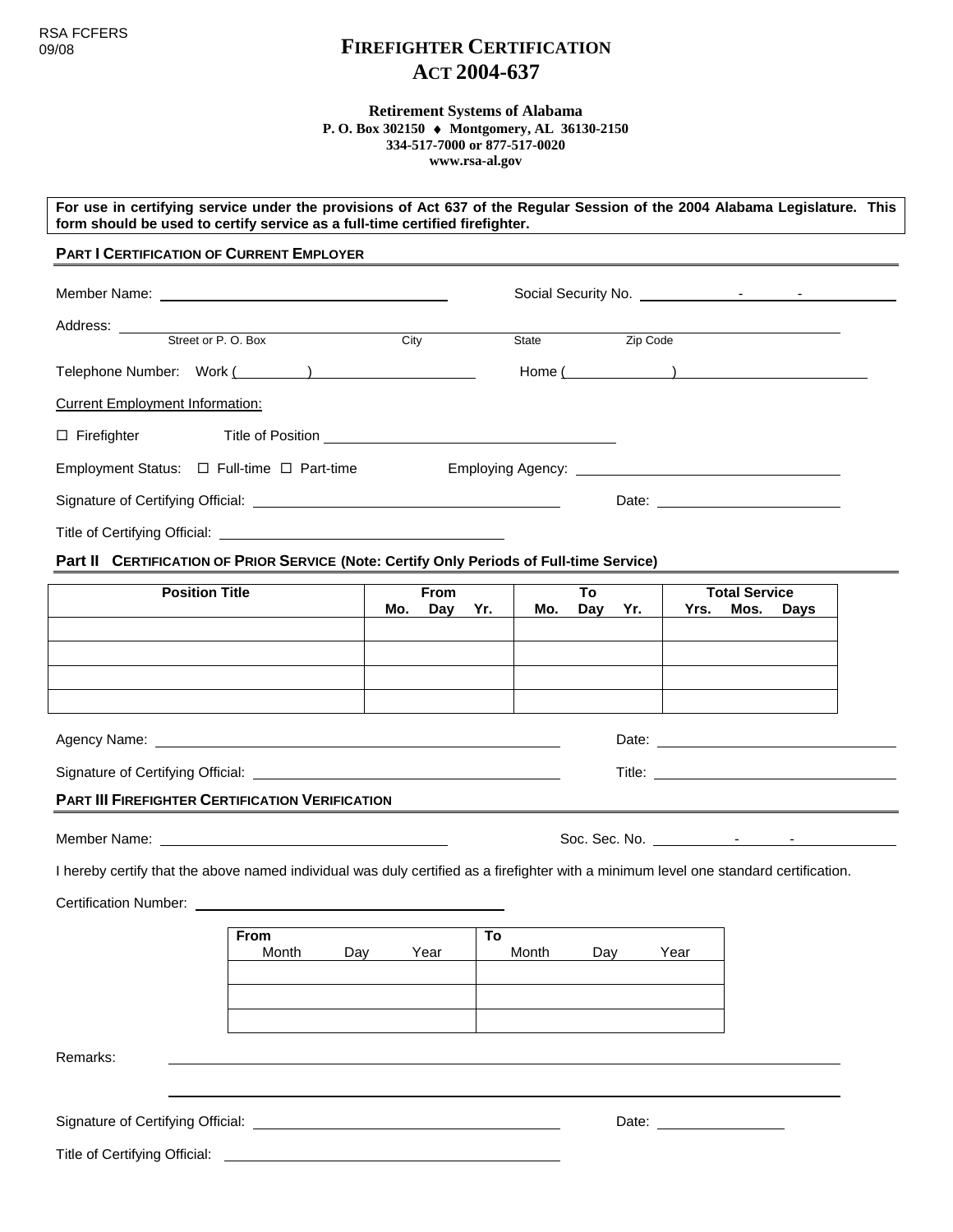RSA FCFERS
09/08

# FIREFIGHTER CERTIFICATION
# ACT 2004-637

**Retirement Systems of Alabama**
**P. O. Box 302150 ♦ Montgomery, AL 36130-2150**
**334-517-7000 or 877-517-0020**
**www.rsa-al.gov**

**For use in certifying service under the provisions of Act 637 of the Regular Session of the 2004 Alabama Legislature. This form should be used to certify service as a full-time certified firefighter.**

## PART I CERTIFICATION OF CURRENT EMPLOYER

Member Name: ______________________________ Social Security No. _________ - _______ - _________

Address: ________________________________________________________________
Street or P. O. Box City State Zip Code

Telephone Number: Work (         ) ____________________ Home (            ) ____________________

Current Employment Information:

☐ Firefighter Title of Position ______________________________

Employment Status: ☐ Full-time ☐ Part-time Employing Agency: ______________________________

Signature of Certifying Official: ______________________________ Date: ____________________

Title of Certifying Official: ______________________________

## Part II CERTIFICATION OF PRIOR SERVICE (Note: Certify Only Periods of Full-time Service)

| Position Title | From<br>Mo. Day Yr. | To<br>Mo. Day Yr. | Total Service<br>Yrs. Mos. Days |
|---|---|---|---|
| | | | |
| | | | |
| | | | |
| | | | |

Agency Name: ______________________________ Date: ____________________

Signature of Certifying Official: ______________________________ Title: ____________________

## PART III FIREFIGHTER CERTIFICATION VERIFICATION

Member Name: ______________________________ Soc. Sec. No. _________ - _______ - _________

I hereby certify that the above named individual was duly certified as a firefighter with a minimum level one standard certification.

Certification Number: ______________________________

| From<br>Month Day Year | To<br>Month Day Year |
|---|---|
| | |
| | |
| | |

Remarks: ____________________________________________________________

____________________________________________________________

Signature of Certifying Official: ______________________________ Date: ____________________

Title of Certifying Official: ______________________________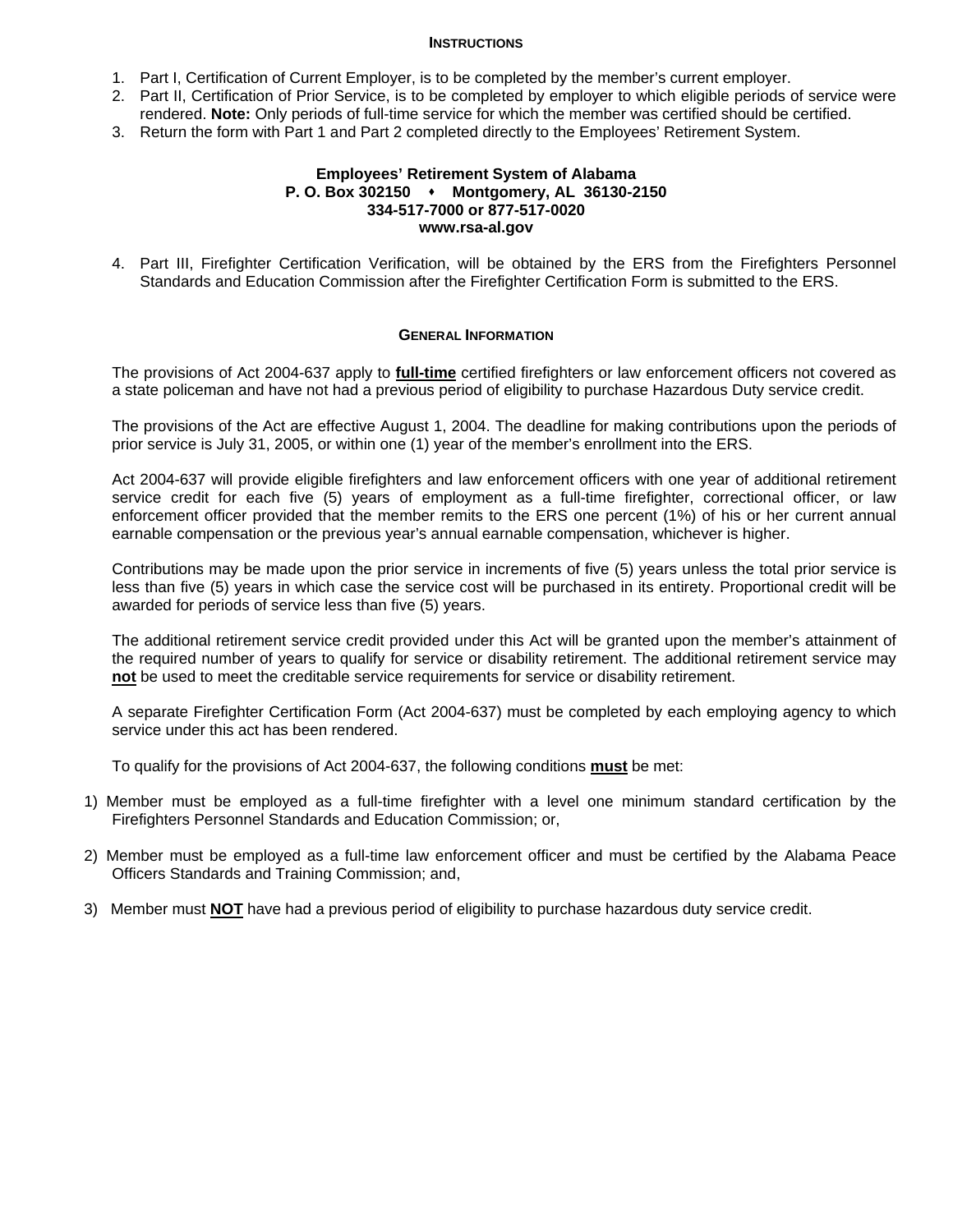## INSTRUCTIONS

1. Part I, Certification of Current Employer, is to be completed by the member's current employer.
2. Part II, Certification of Prior Service, is to be completed by employer to which eligible periods of service were rendered. **Note:** Only periods of full-time service for which the member was certified should be certified.
3. Return the form with Part 1 and Part 2 completed directly to the Employees' Retirement System.

**Employees' Retirement System of Alabama**
**P. O. Box 302150 ♦ Montgomery, AL 36130-2150**
**334-517-7000 or 877-517-0020**
**www.rsa-al.gov**

4. Part III, Firefighter Certification Verification, will be obtained by the ERS from the Firefighters Personnel Standards and Education Commission after the Firefighter Certification Form is submitted to the ERS.

## GENERAL INFORMATION

The provisions of Act 2004-637 apply to **full-time** certified firefighters or law enforcement officers not covered as a state policeman and have not had a previous period of eligibility to purchase Hazardous Duty service credit.

The provisions of the Act are effective August 1, 2004. The deadline for making contributions upon the periods of prior service is July 31, 2005, or within one (1) year of the member's enrollment into the ERS.

Act 2004-637 will provide eligible firefighters and law enforcement officers with one year of additional retirement service credit for each five (5) years of employment as a full-time firefighter, correctional officer, or law enforcement officer provided that the member remits to the ERS one percent (1%) of his or her current annual earnable compensation or the previous year's annual earnable compensation, whichever is higher.

Contributions may be made upon the prior service in increments of five (5) years unless the total prior service is less than five (5) years in which case the service cost will be purchased in its entirety. Proportional credit will be awarded for periods of service less than five (5) years.

The additional retirement service credit provided under this Act will be granted upon the member's attainment of the required number of years to qualify for service or disability retirement. The additional retirement service may **not** be used to meet the creditable service requirements for service or disability retirement.

A separate Firefighter Certification Form (Act 2004-637) must be completed by each employing agency to which service under this act has been rendered.

To qualify for the provisions of Act 2004-637, the following conditions **must** be met:

1) Member must be employed as a full-time firefighter with a level one minimum standard certification by the Firefighters Personnel Standards and Education Commission; or,

2) Member must be employed as a full-time law enforcement officer and must be certified by the Alabama Peace Officers Standards and Training Commission; and,

3) Member must **NOT** have had a previous period of eligibility to purchase hazardous duty service credit.